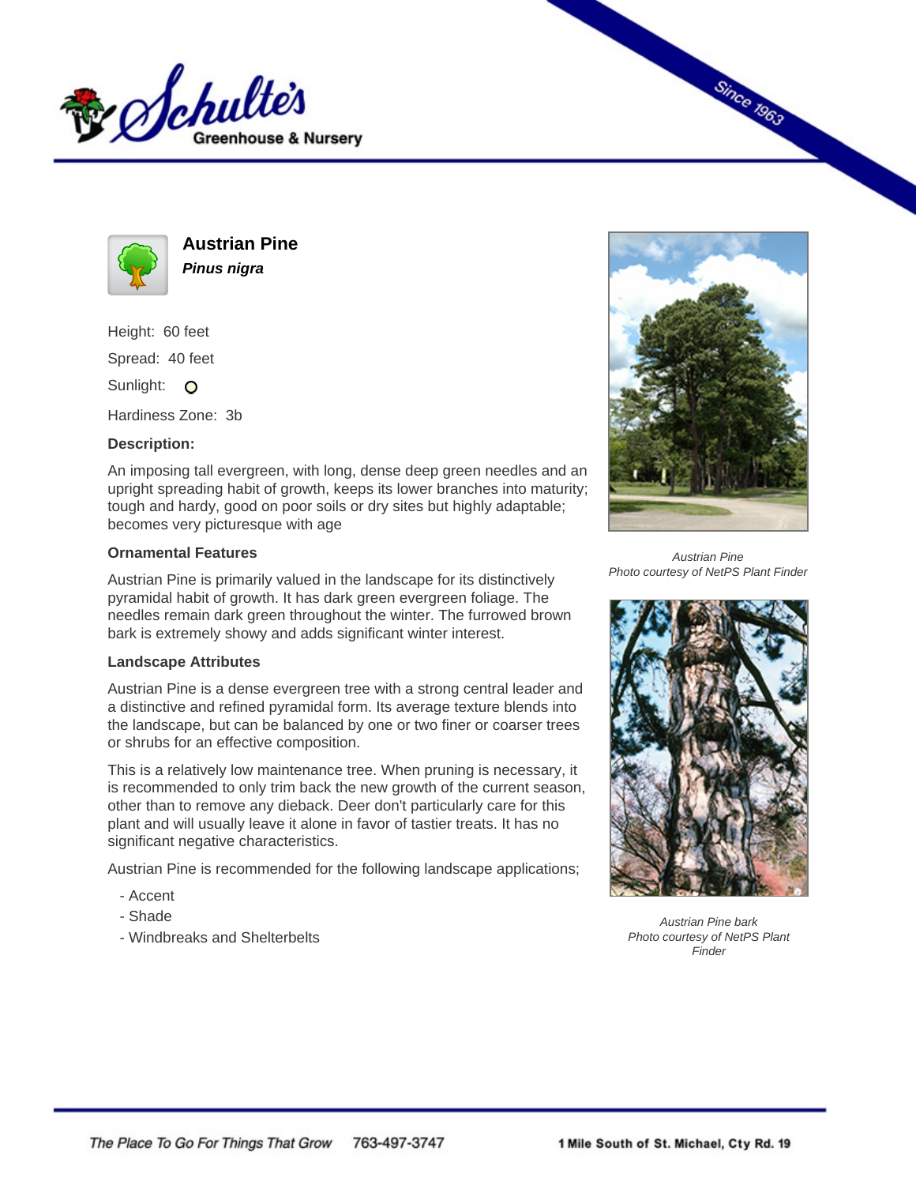# Austrian Pine

***Pinus nigra***

Height: 60 feet

Spread: 40 feet

Sunlight:

Hardiness Zone: 3b

**Description:**

An imposing tall evergreen, with long, dense deep green needles and an upright spreading habit of growth, keeps its lower branches into maturity; tough and hardy, good on poor soils or dry sites but highly adaptable; becomes very picturesque with age

## Ornamental Features

Austrian Pine is primarily valued in the landscape for its distinctively pyramidal habit of growth. It has dark green evergreen foliage. The needles remain dark green throughout the winter. The furrowed brown bark is extremely showy and adds significant winter interest.

## Landscape Attributes

Austrian Pine is a dense evergreen tree with a strong central leader and a distinctive and refined pyramidal form. Its average texture blends into the landscape, but can be balanced by one or two finer or coarser trees or shrubs for an effective composition.

This is a relatively low maintenance tree. When pruning is necessary, it is recommended to only trim back the new growth of the current season, other than to remove any dieback. Deer don't particularly care for this plant and will usually leave it alone in favor of tastier treats. It has no significant negative characteristics.

Austrian Pine is recommended for the following landscape applications;

- Accent
- Shade
- Windbreaks and Shelterbelts

*Austrian Pine*
*Photo courtesy of NetPS Plant Finder*

*Austrian Pine bark*
*Photo courtesy of NetPS Plant Finder*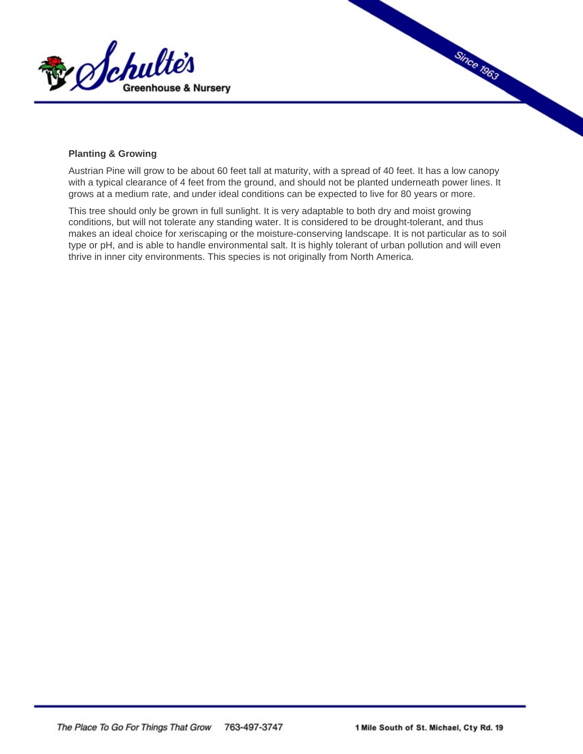**Planting & Growing**

Austrian Pine will grow to be about 60 feet tall at maturity, with a spread of 40 feet. It has a low canopy with a typical clearance of 4 feet from the ground, and should not be planted underneath power lines. It grows at a medium rate, and under ideal conditions can be expected to live for 80 years or more.

This tree should only be grown in full sunlight. It is very adaptable to both dry and moist growing conditions, but will not tolerate any standing water. It is considered to be drought-tolerant, and thus makes an ideal choice for xeriscaping or the moisture-conserving landscape. It is not particular as to soil type or pH, and is able to handle environmental salt. It is highly tolerant of urban pollution and will even thrive in inner city environments. This species is not originally from North America.